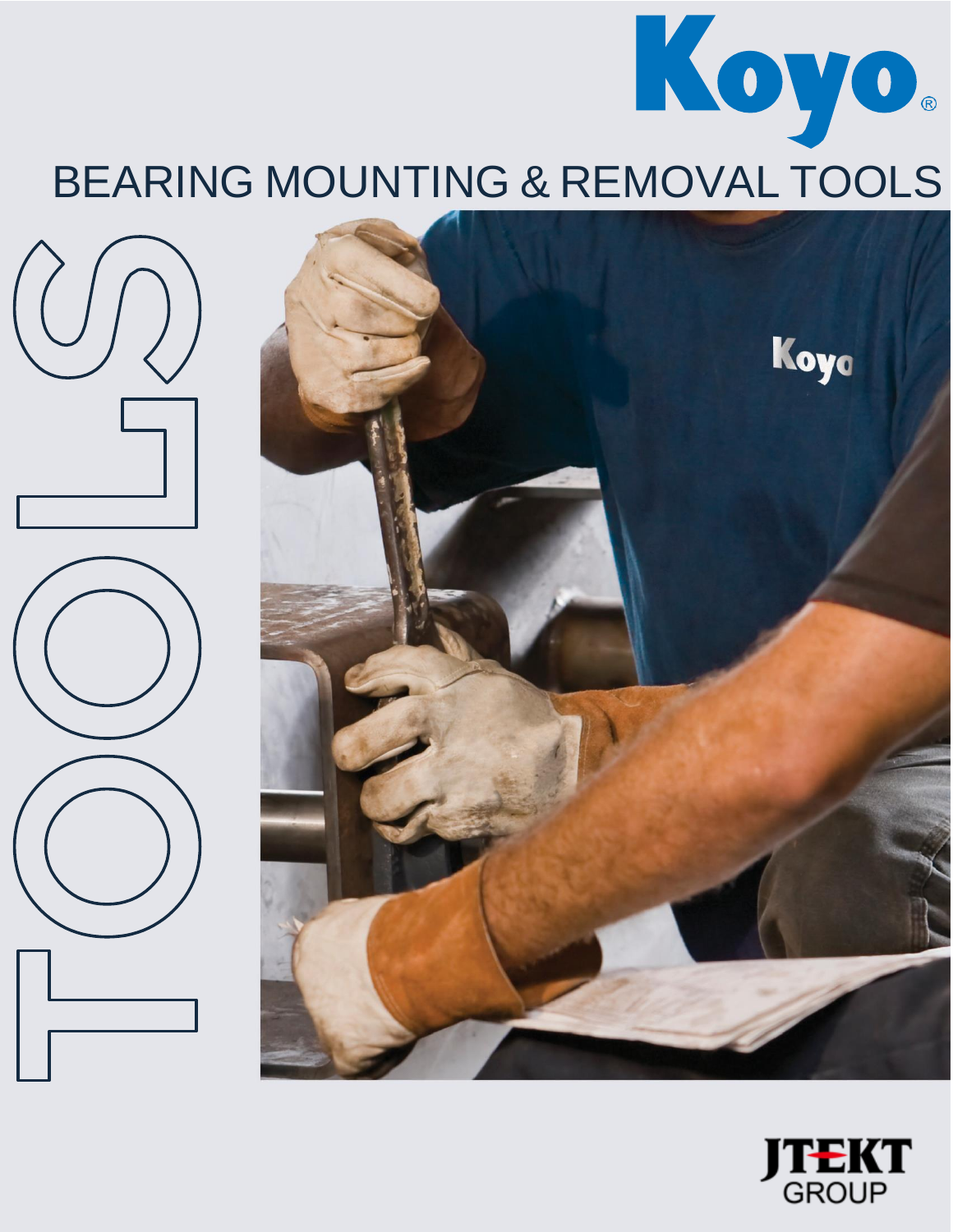Koyo®

# BEARING MOUNTING & REMOVAL TOOLS

TOOLS

JTEKT GROUP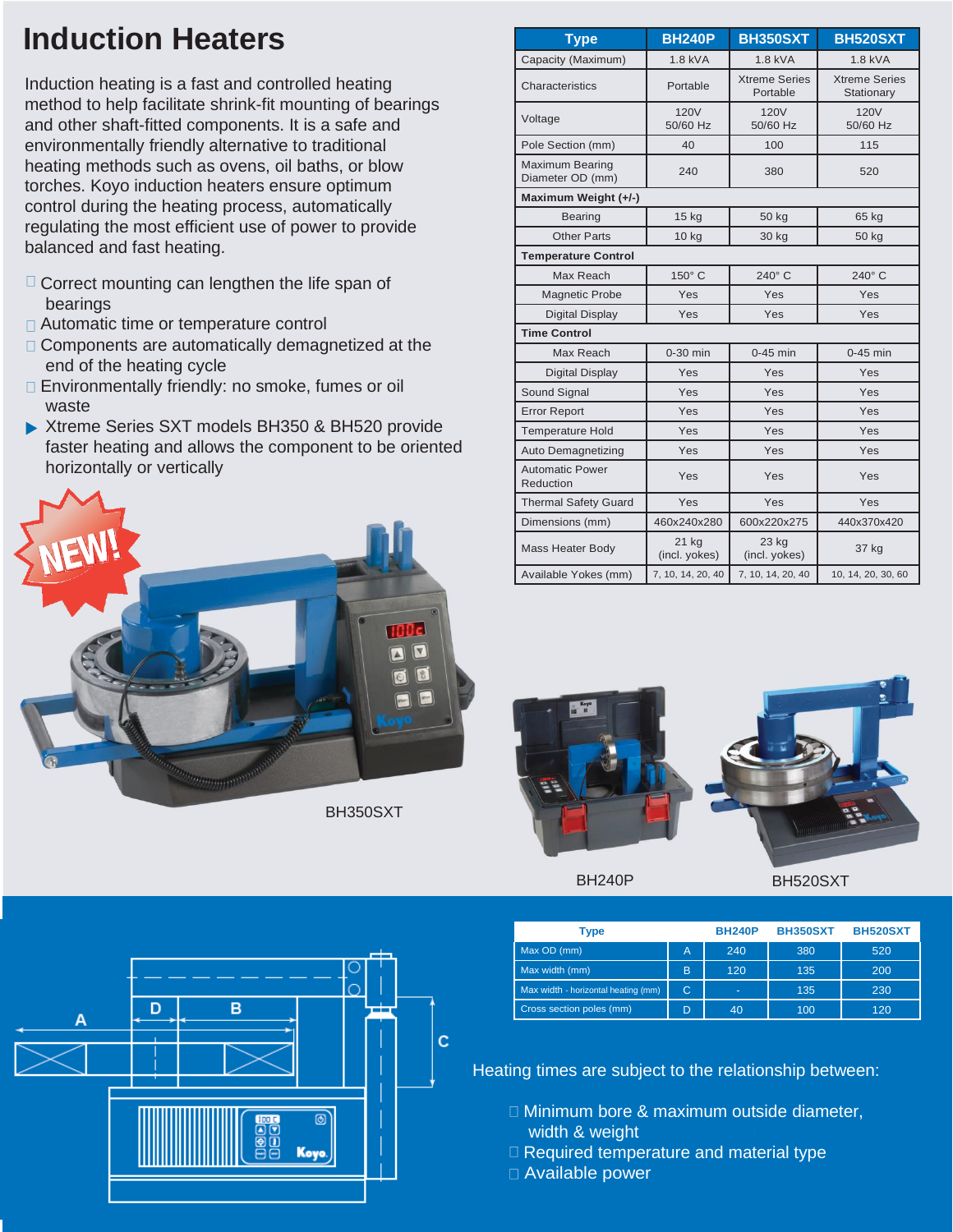# Induction Heaters

Induction heating is a fast and controlled heating method to help facilitate shrink-fit mounting of bearings and other shaft-fitted components. It is a safe and environmentally friendly alternative to traditional heating methods such as ovens, oil baths, or blow torches. Koyo induction heaters ensure optimum control during the heating process, automatically regulating the most efficient use of power to provide balanced and fast heating.

- Correct mounting can lengthen the life span of bearings
- Automatic time or temperature control
- Components are automatically demagnetized at the end of the heating cycle
- Environmentally friendly: no smoke, fumes or oil waste
- Xtreme Series SXT models BH350 & BH520 provide faster heating and allows the component to be oriented horizontally or vertically

| Type | BH240P | BH350SXT | BH520SXT |
|---|---|---|---|
| Capacity (Maximum) | 1.8 kVA | 1.8 kVA | 1.8 kVA |
| Characteristics | Portable | Xtreme Series Portable | Xtreme Series Stationary |
| Voltage | 120V 50/60 Hz | 120V 50/60 Hz | 120V 50/60 Hz |
| Pole Section (mm) | 40 | 100 | 115 |
| Maximum Bearing Diameter OD (mm) | 240 | 380 | 520 |
| **Maximum Weight (+/-)** | | | |
| Bearing | 15 kg | 50 kg | 65 kg |
| Other Parts | 10 kg | 30 kg | 50 kg |
| **Temperature Control** | | | |
| Max Reach | 150° C | 240° C | 240° C |
| Magnetic Probe | Yes | Yes | Yes |
| Digital Display | Yes | Yes | Yes |
| **Time Control** | | | |
| Max Reach | 0-30 min | 0-45 min | 0-45 min |
| Digital Display | Yes | Yes | Yes |
| Sound Signal | Yes | Yes | Yes |
| Error Report | Yes | Yes | Yes |
| Temperature Hold | Yes | Yes | Yes |
| Auto Demagnetizing | Yes | Yes | Yes |
| Automatic Power Reduction | Yes | Yes | Yes |
| Thermal Safety Guard | Yes | Yes | Yes |
| Dimensions (mm) | 460x240x280 | 600x220x275 | 440x370x420 |
| Mass Heater Body | 21 kg (incl. yokes) | 23 kg (incl. yokes) | 37 kg |
| Available Yokes (mm) | 7, 10, 14, 20, 40 | 7, 10, 14, 20, 40 | 10, 14, 20, 30, 60 |

NEW!

BH350SXT

BH240P

BH520SXT

| Type | | BH240P | BH350SXT | BH520SXT |
|---|---|---|---|---|
| Max OD (mm) | A | 240 | 380 | 520 |
| Max width (mm) | B | 120 | 135 | 200 |
| Max width - horizontal heating (mm) | C | - | 135 | 230 |
| Cross section poles (mm) | D | 40 | 100 | 120 |

Heating times are subject to the relationship between:

- Minimum bore & maximum outside diameter, width & weight
- Required temperature and material type
- Available power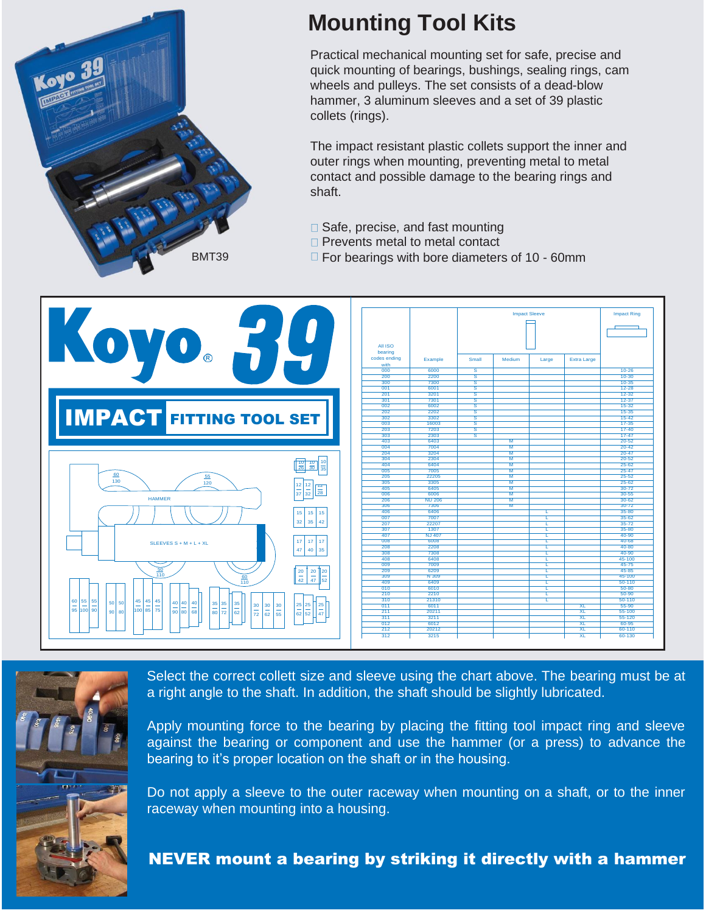# Mounting Tool Kits

Practical mechanical mounting set for safe, precise and quick mounting of bearings, bushings, sealing rings, cam wheels and pulleys. The set consists of a dead-blow hammer, 3 aluminum sleeves and a set of 39 plastic collets (rings).

The impact resistant plastic collets support the inner and outer rings when mounting, preventing metal to metal contact and possible damage to the bearing rings and shaft.

- Safe, precise, and fast mounting
- Prevents metal to metal contact
- For bearings with bore diameters of 10 - 60mm

BMT39

**Koyo 39**

**IMPACT FITTING TOOL SET**

| All ISO bearing codes ending with | Example | Impact Sleeve Small | Impact Sleeve Medium | Impact Sleeve Large | Impact Sleeve Extra Large | Impact Ring |
|---|---|---|---|---|---|---|
| 000 | 6000 | S | | | | 10-26 |
| 200 | 2200 | S | | | | 10-30 |
| 300 | 7300 | S | | | | 10-35 |
| 001 | 6001 | S | | | | 12-28 |
| 201 | 3201 | S | | | | 12-32 |
| 301 | 7301 | S | | | | 12-37 |
| 002 | 6002 | S | | | | 15-32 |
| 202 | 2202 | S | | | | 15-35 |
| 302 | 3302 | S | | | | 15-42 |
| 003 | 16003 | S | | | | 17-35 |
| 203 | 7203 | S | | | | 17-40 |
| 303 | 2303 | S | | | | 17-47 |
| 403 | 6403 | | M | | | 20-52 |
| 004 | 7004 | | M | | | 20-42 |
| 204 | 3204 | | M | | | 20-47 |
| 304 | 2304 | | M | | | 20-52 |
| 404 | 6404 | | M | | | 25-62 |
| 005 | 7005 | | M | | | 25-47 |
| 205 | 22205 | | M | | | 25-52 |
| 305 | 3305 | | M | | | 25-62 |
| 405 | 6405 | | M | | | 30-72 |
| 006 | 6006 | | M | | | 30-55 |
| 206 | NU 206 | | M | | | 30-62 |
| 306 | 7306 | | M | | | 30-72 |
| 406 | 6406 | | | L | | 35-80 |
| 007 | 7007 | | | L | | 35-62 |
| 207 | 22207 | | | L | | 35-72 |
| 307 | 1307 | | | L | | 35-80 |
| 407 | NJ 407 | | | L | | 40-90 |
| 008 | 6008 | | | L | | 40-68 |
| 208 | 2208 | | | L | | 40-80 |
| 308 | 7308 | | | L | | 40-90 |
| 408 | 6408 | | | L | | 45-100 |
| 009 | 7009 | | | L | | 45-75 |
| 209 | 6209 | | | L | | 45-85 |
| 309 | N 309 | | | L | | 45-100 |
| 409 | 6409 | | | L | | 50-110 |
| 010 | 6010 | | | L | | 50-80 |
| 210 | 2210 | | | L | | 50-90 |
| 310 | 21310 | | | L | | 50-110 |
| 011 | 6011 | | | | XL | 55-90 |
| 211 | 20211 | | | | XL | 55-100 |
| 311 | 3211 | | | | XL | 55-120 |
| 012 | 6012 | | | | XL | 60-95 |
| 212 | 20212 | | | | XL | 60-110 |
| 312 | 3215 | | | | XL | 60-130 |

Select the correct collett size and sleeve using the chart above. The bearing must be at a right angle to the shaft. In addition, the shaft should be slightly lubricated.

Apply mounting force to the bearing by placing the fitting tool impact ring and sleeve against the bearing or component and use the hammer (or a press) to advance the bearing to it's proper location on the shaft or in the housing.

Do not apply a sleeve to the outer raceway when mounting on a shaft, or to the inner raceway when mounting into a housing.

**NEVER mount a bearing by striking it directly with a hammer**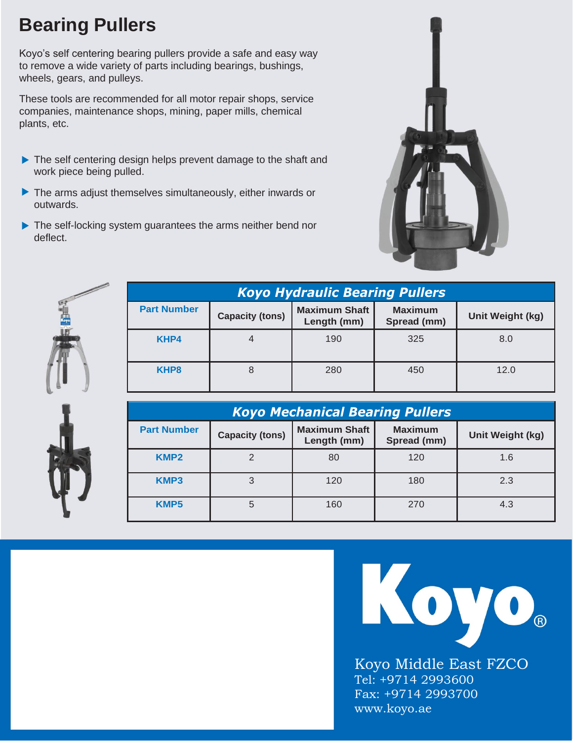# Bearing Pullers

Koyo's self centering bearing pullers provide a safe and easy way to remove a wide variety of parts including bearings, bushings, wheels, gears, and pulleys.

These tools are recommended for all motor repair shops, service companies, maintenance shops, mining, paper mills, chemical plants, etc.

- The self centering design helps prevent damage to the shaft and work piece being pulled.
- The arms adjust themselves simultaneously, either inwards or outwards.
- The self-locking system guarantees the arms neither bend nor deflect.

**Koyo Hydraulic Bearing Pullers**

| Part Number | Capacity (tons) | Maximum Shaft Length (mm) | Maximum Spread (mm) | Unit Weight (kg) |
|---|---|---|---|---|
| KHP4 | 4 | 190 | 325 | 8.0 |
| KHP8 | 8 | 280 | 450 | 12.0 |

**Koyo Mechanical Bearing Pullers**

| Part Number | Capacity (tons) | Maximum Shaft Length (mm) | Maximum Spread (mm) | Unit Weight (kg) |
|---|---|---|---|---|
| KMP2 | 2 | 80 | 120 | 1.6 |
| KMP3 | 3 | 120 | 180 | 2.3 |
| KMP5 | 5 | 160 | 270 | 4.3 |

Koyo®

Koyo Middle East FZCO
Tel: +9714 2993600
Fax: +9714 2993700
www.koyo.ae